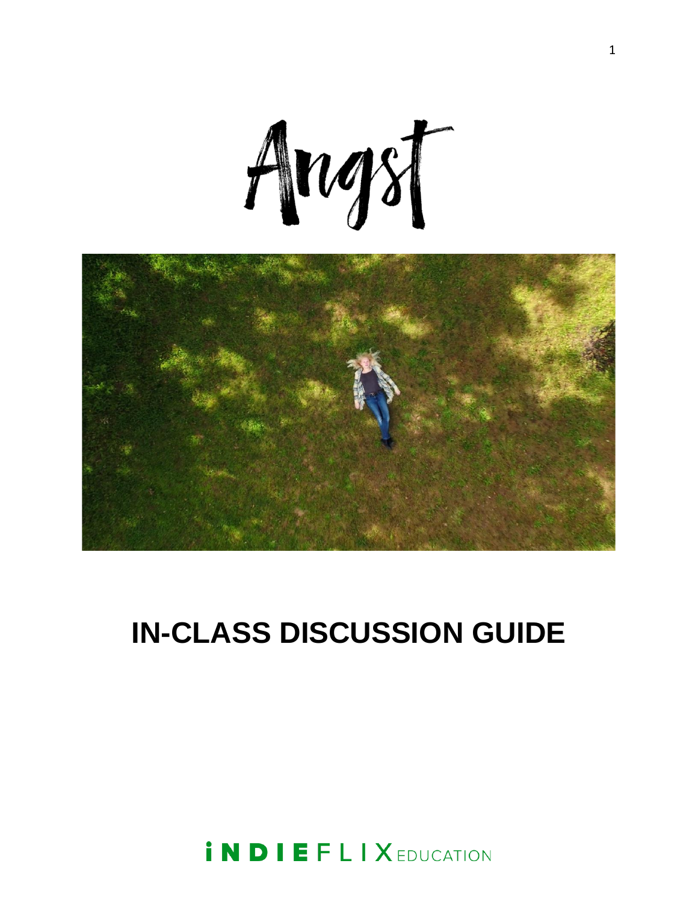# Angst

## IN-CLASS DISCUSSION GUIDE

INDIEFLIX EDUCATION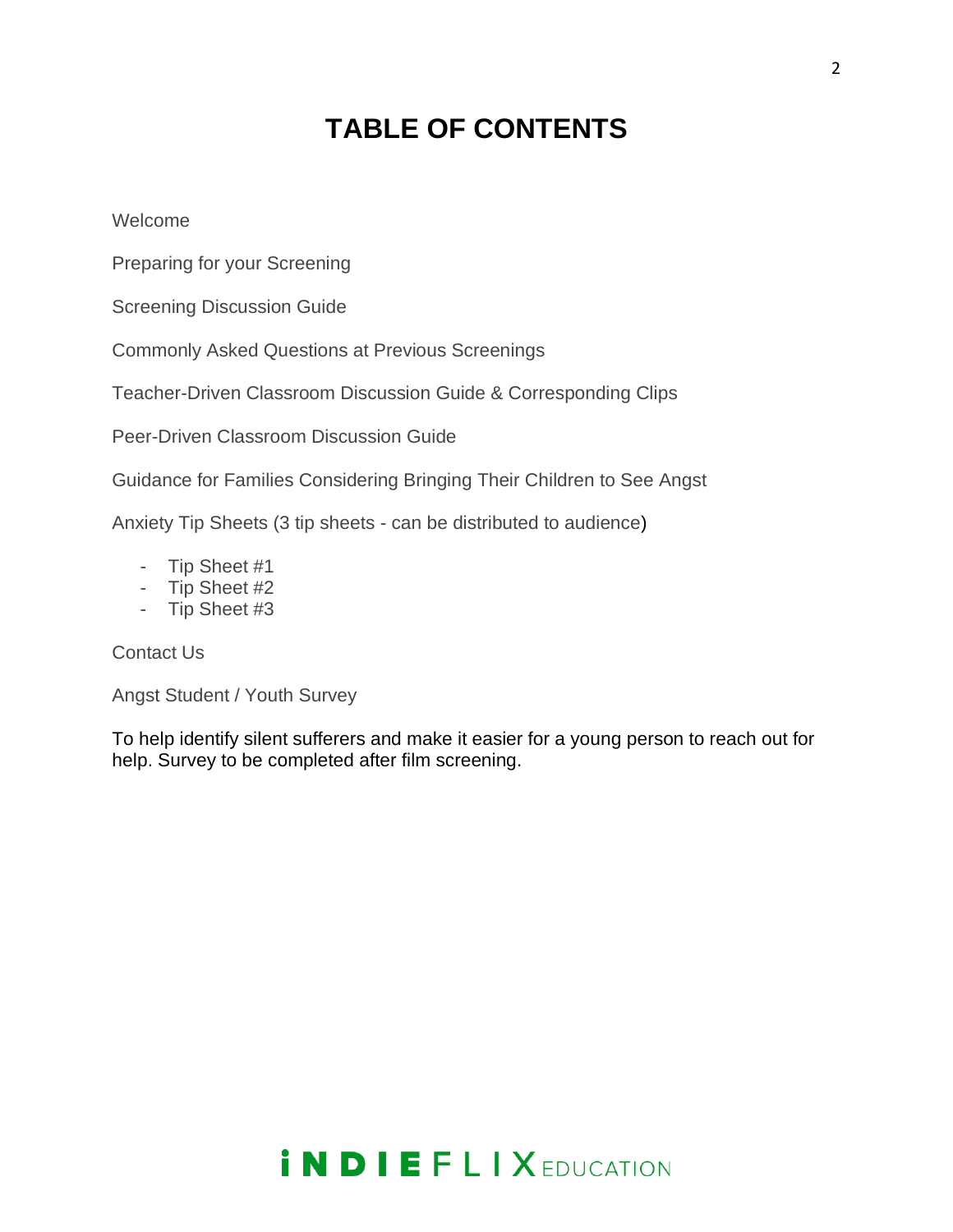# TABLE OF CONTENTS

Welcome

Preparing for your Screening

Screening Discussion Guide

Commonly Asked Questions at Previous Screenings

Teacher-Driven Classroom Discussion Guide & Corresponding Clips

Peer-Driven Classroom Discussion Guide

Guidance for Families Considering Bringing Their Children to See Angst

Anxiety Tip Sheets (3 tip sheets - can be distributed to audience)

- Tip Sheet #1
- Tip Sheet #2
- Tip Sheet #3

Contact Us

Angst Student / Youth Survey

To help identify silent sufferers and make it easier for a young person to reach out for help. Survey to be completed after film screening.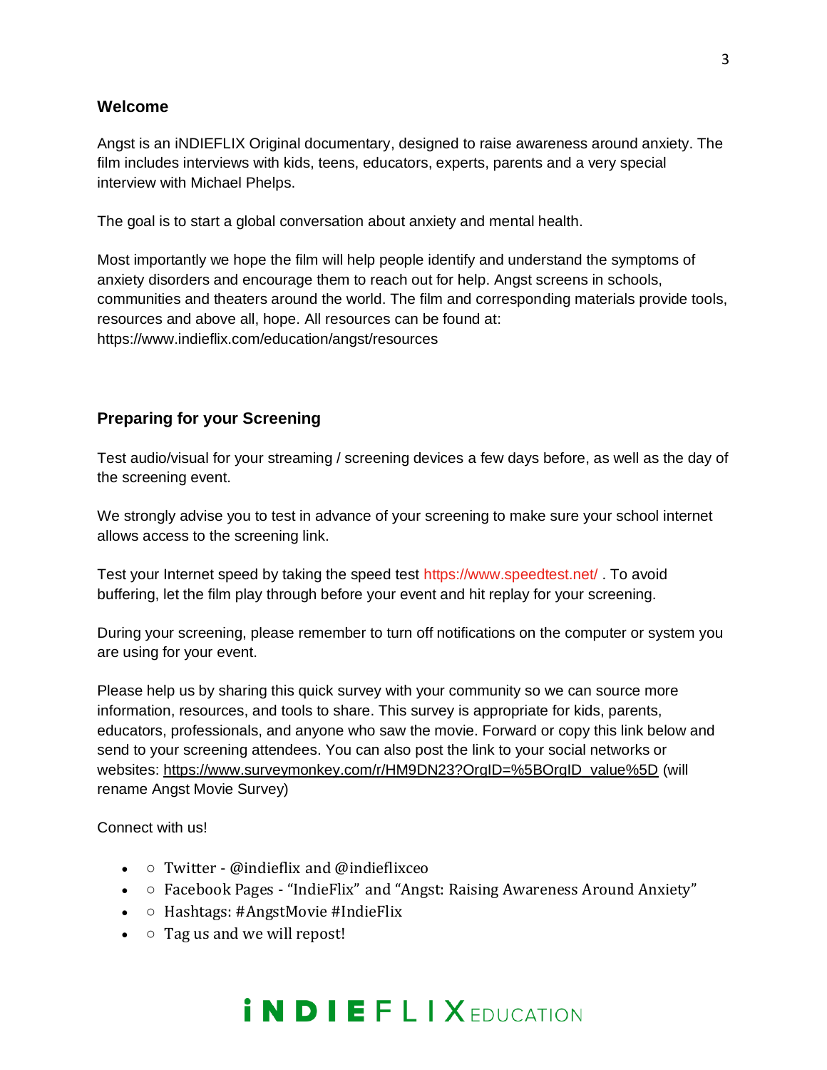## Welcome

Angst is an iNDIEFLIX Original documentary, designed to raise awareness around anxiety. The film includes interviews with kids, teens, educators, experts, parents and a very special interview with Michael Phelps.

The goal is to start a global conversation about anxiety and mental health.

Most importantly we hope the film will help people identify and understand the symptoms of anxiety disorders and encourage them to reach out for help. Angst screens in schools, communities and theaters around the world. The film and corresponding materials provide tools, resources and above all, hope. All resources can be found at: https://www.indieflix.com/education/angst/resources

## Preparing for your Screening

Test audio/visual for your streaming / screening devices a few days before, as well as the day of the screening event.

We strongly advise you to test in advance of your screening to make sure your school internet allows access to the screening link.

Test your Internet speed by taking the speed test https://www.speedtest.net/ . To avoid buffering, let the film play through before your event and hit replay for your screening.

During your screening, please remember to turn off notifications on the computer or system you are using for your event.

Please help us by sharing this quick survey with your community so we can source more information, resources, and tools to share. This survey is appropriate for kids, parents, educators, professionals, and anyone who saw the movie. Forward or copy this link below and send to your screening attendees. You can also post the link to your social networks or websites: https://www.surveymonkey.com/r/HM9DN23?OrgID=%5BOrgID_value%5D (will rename Angst Movie Survey)

Connect with us!

- ○ Twitter - @indieflix and @indieflixceo
- ○ Facebook Pages - "IndieFlix" and "Angst: Raising Awareness Around Anxiety"
- ○ Hashtags: #AngstMovie #IndieFlix
- ○ Tag us and we will repost!

iNDIEFLIX EDUCATION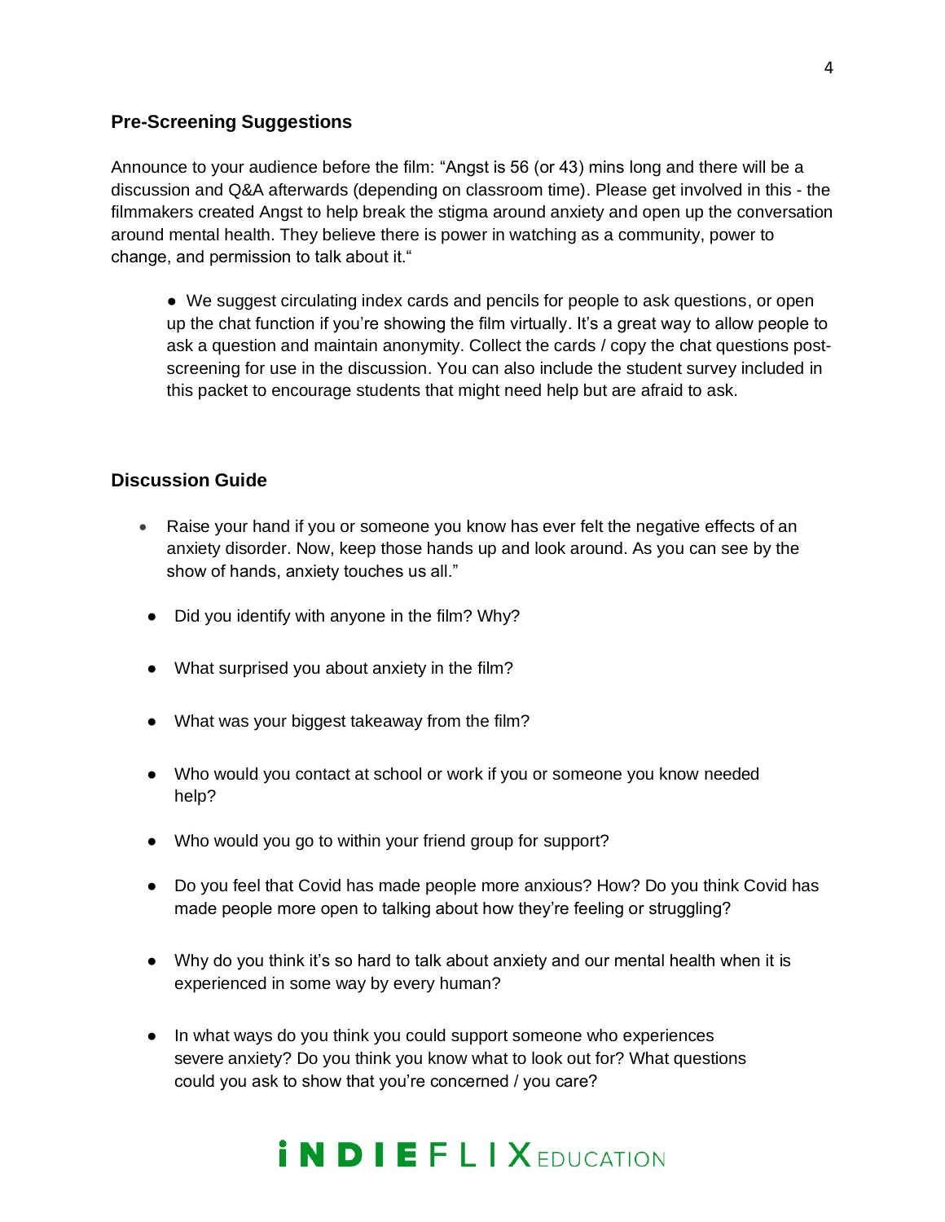## Pre-Screening Suggestions

Announce to your audience before the film: "Angst is 56 (or 43) mins long and there will be a discussion and Q&A afterwards (depending on classroom time). Please get involved in this - the filmmakers created Angst to help break the stigma around anxiety and open up the conversation around mental health. They believe there is power in watching as a community, power to change, and permission to talk about it."

- We suggest circulating index cards and pencils for people to ask questions, or open up the chat function if you're showing the film virtually. It's a great way to allow people to ask a question and maintain anonymity. Collect the cards / copy the chat questions post-screening for use in the discussion. You can also include the student survey included in this packet to encourage students that might need help but are afraid to ask.

## Discussion Guide

- Raise your hand if you or someone you know has ever felt the negative effects of an anxiety disorder. Now, keep those hands up and look around. As you can see by the show of hands, anxiety touches us all."
- Did you identify with anyone in the film? Why?
- What surprised you about anxiety in the film?
- What was your biggest takeaway from the film?
- Who would you contact at school or work if you or someone you know needed help?
- Who would you go to within your friend group for support?
- Do you feel that Covid has made people more anxious? How? Do you think Covid has made people more open to talking about how they're feeling or struggling?
- Why do you think it's so hard to talk about anxiety and our mental health when it is experienced in some way by every human?
- In what ways do you think you could support someone who experiences severe anxiety? Do you think you know what to look out for? What questions could you ask to show that you're concerned / you care?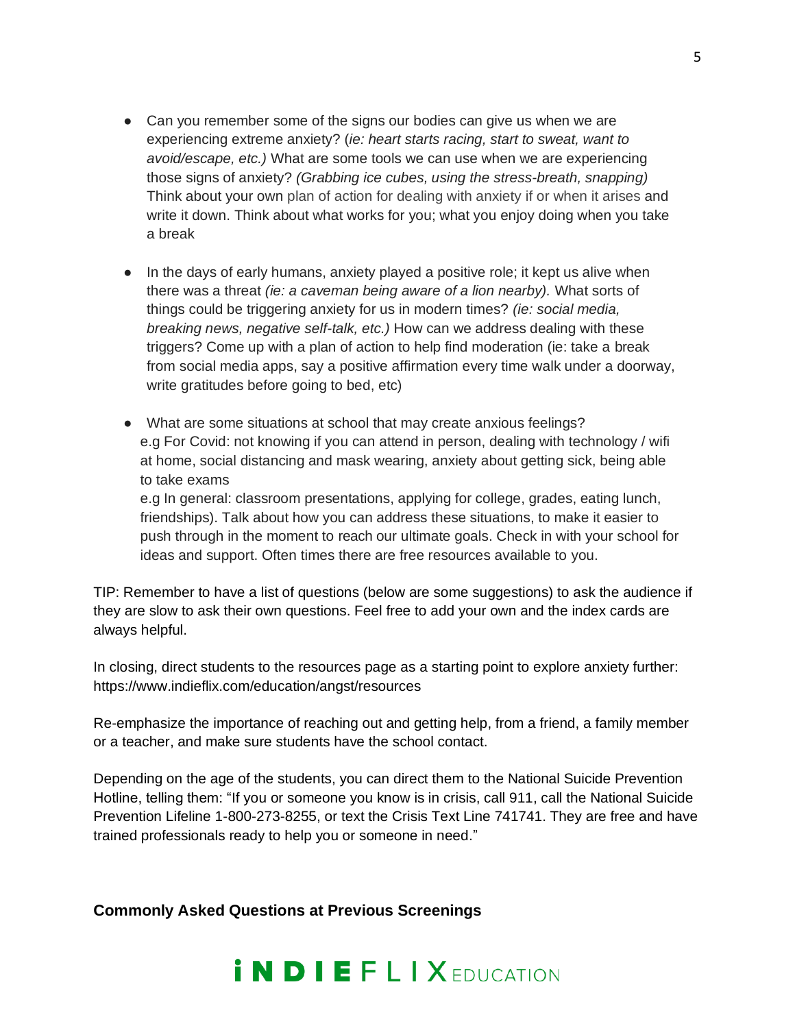- Can you remember some of the signs our bodies can give us when we are experiencing extreme anxiety? (*ie: heart starts racing, start to sweat, want to avoid/escape, etc.)* What are some tools we can use when we are experiencing those signs of anxiety? *(Grabbing ice cubes, using the stress-breath, snapping)* Think about your own plan of action for dealing with anxiety if or when it arises and write it down. Think about what works for you; what you enjoy doing when you take a break

- In the days of early humans, anxiety played a positive role; it kept us alive when there was a threat *(ie: a caveman being aware of a lion nearby).* What sorts of things could be triggering anxiety for us in modern times? *(ie: social media, breaking news, negative self-talk, etc.)* How can we address dealing with these triggers? Come up with a plan of action to help find moderation (ie: take a break from social media apps, say a positive affirmation every time walk under a doorway, write gratitudes before going to bed, etc)

- What are some situations at school that may create anxious feelings?
  e.g For Covid: not knowing if you can attend in person, dealing with technology / wifi at home, social distancing and mask wearing, anxiety about getting sick, being able to take exams
  e.g In general: classroom presentations, applying for college, grades, eating lunch, friendships). Talk about how you can address these situations, to make it easier to push through in the moment to reach our ultimate goals. Check in with your school for ideas and support. Often times there are free resources available to you.

TIP: Remember to have a list of questions (below are some suggestions) to ask the audience if they are slow to ask their own questions. Feel free to add your own and the index cards are always helpful.

In closing, direct students to the resources page as a starting point to explore anxiety further: https://www.indieflix.com/education/angst/resources

Re-emphasize the importance of reaching out and getting help, from a friend, a family member or a teacher, and make sure students have the school contact.

Depending on the age of the students, you can direct them to the National Suicide Prevention Hotline, telling them: "If you or someone you know is in crisis, call 911, call the National Suicide Prevention Lifeline 1-800-273-8255, or text the Crisis Text Line 741741. They are free and have trained professionals ready to help you or someone in need."

**Commonly Asked Questions at Previous Screenings**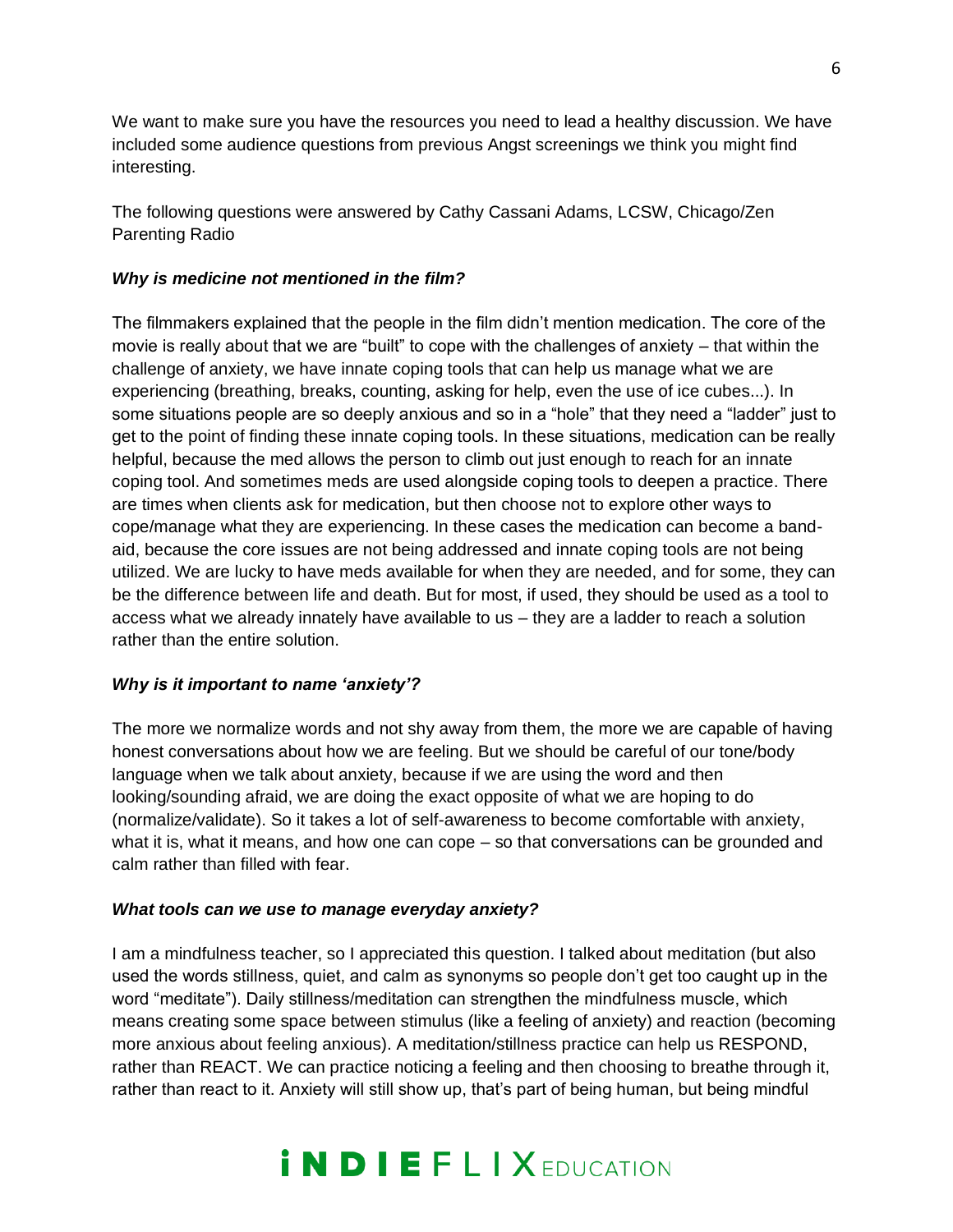We want to make sure you have the resources you need to lead a healthy discussion. We have included some audience questions from previous Angst screenings we think you might find interesting.

The following questions were answered by Cathy Cassani Adams, LCSW, Chicago/Zen Parenting Radio

***Why is medicine not mentioned in the film?***

The filmmakers explained that the people in the film didn't mention medication. The core of the movie is really about that we are "built" to cope with the challenges of anxiety – that within the challenge of anxiety, we have innate coping tools that can help us manage what we are experiencing (breathing, breaks, counting, asking for help, even the use of ice cubes...). In some situations people are so deeply anxious and so in a "hole" that they need a "ladder" just to get to the point of finding these innate coping tools. In these situations, medication can be really helpful, because the med allows the person to climb out just enough to reach for an innate coping tool. And sometimes meds are used alongside coping tools to deepen a practice. There are times when clients ask for medication, but then choose not to explore other ways to cope/manage what they are experiencing. In these cases the medication can become a band-aid, because the core issues are not being addressed and innate coping tools are not being utilized. We are lucky to have meds available for when they are needed, and for some, they can be the difference between life and death. But for most, if used, they should be used as a tool to access what we already innately have available to us – they are a ladder to reach a solution rather than the entire solution.

***Why is it important to name 'anxiety'?***

The more we normalize words and not shy away from them, the more we are capable of having honest conversations about how we are feeling. But we should be careful of our tone/body language when we talk about anxiety, because if we are using the word and then looking/sounding afraid, we are doing the exact opposite of what we are hoping to do (normalize/validate). So it takes a lot of self-awareness to become comfortable with anxiety, what it is, what it means, and how one can cope – so that conversations can be grounded and calm rather than filled with fear.

***What tools can we use to manage everyday anxiety?***

I am a mindfulness teacher, so I appreciated this question. I talked about meditation (but also used the words stillness, quiet, and calm as synonyms so people don't get too caught up in the word "meditate"). Daily stillness/meditation can strengthen the mindfulness muscle, which means creating some space between stimulus (like a feeling of anxiety) and reaction (becoming more anxious about feeling anxious). A meditation/stillness practice can help us RESPOND, rather than REACT. We can practice noticing a feeling and then choosing to breathe through it, rather than react to it. Anxiety will still show up, that's part of being human, but being mindful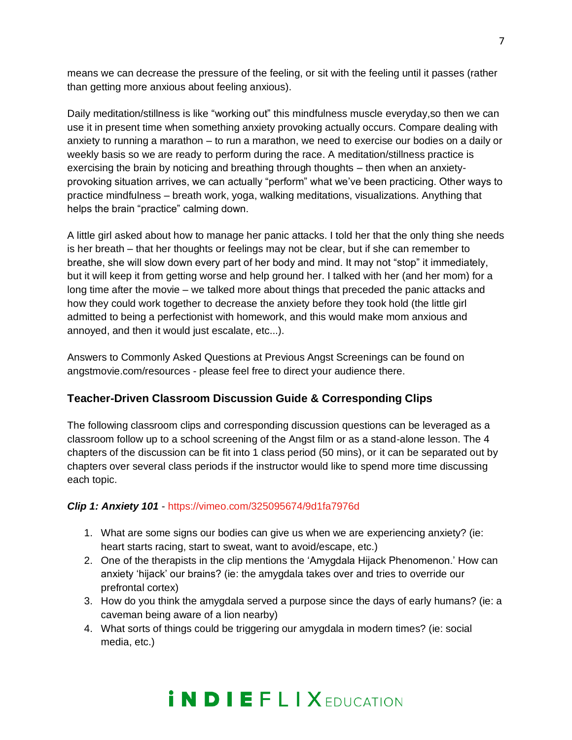means we can decrease the pressure of the feeling, or sit with the feeling until it passes (rather than getting more anxious about feeling anxious).

Daily meditation/stillness is like "working out" this mindfulness muscle everyday,so then we can use it in present time when something anxiety provoking actually occurs. Compare dealing with anxiety to running a marathon – to run a marathon, we need to exercise our bodies on a daily or weekly basis so we are ready to perform during the race. A meditation/stillness practice is exercising the brain by noticing and breathing through thoughts – then when an anxiety-provoking situation arrives, we can actually "perform" what we've been practicing. Other ways to practice mindfulness – breath work, yoga, walking meditations, visualizations. Anything that helps the brain "practice" calming down.

A little girl asked about how to manage her panic attacks. I told her that the only thing she needs is her breath – that her thoughts or feelings may not be clear, but if she can remember to breathe, she will slow down every part of her body and mind. It may not "stop" it immediately, but it will keep it from getting worse and help ground her. I talked with her (and her mom) for a long time after the movie – we talked more about things that preceded the panic attacks and how they could work together to decrease the anxiety before they took hold (the little girl admitted to being a perfectionist with homework, and this would make mom anxious and annoyed, and then it would just escalate, etc...).

Answers to Commonly Asked Questions at Previous Angst Screenings can be found on angstmovie.com/resources - please feel free to direct your audience there.

### Teacher-Driven Classroom Discussion Guide & Corresponding Clips

The following classroom clips and corresponding discussion questions can be leveraged as a classroom follow up to a school screening of the Angst film or as a stand-alone lesson. The 4 chapters of the discussion can be fit into 1 class period (50 mins), or it can be separated out by chapters over several class periods if the instructor would like to spend more time discussing each topic.

***Clip 1: Anxiety 101*** - https://vimeo.com/325095674/9d1fa7976d

1. What are some signs our bodies can give us when we are experiencing anxiety? (ie: heart starts racing, start to sweat, want to avoid/escape, etc.)
2. One of the therapists in the clip mentions the 'Amygdala Hijack Phenomenon.' How can anxiety 'hijack' our brains? (ie: the amygdala takes over and tries to override our prefrontal cortex)
3. How do you think the amygdala served a purpose since the days of early humans? (ie: a caveman being aware of a lion nearby)
4. What sorts of things could be triggering our amygdala in modern times? (ie: social media, etc.)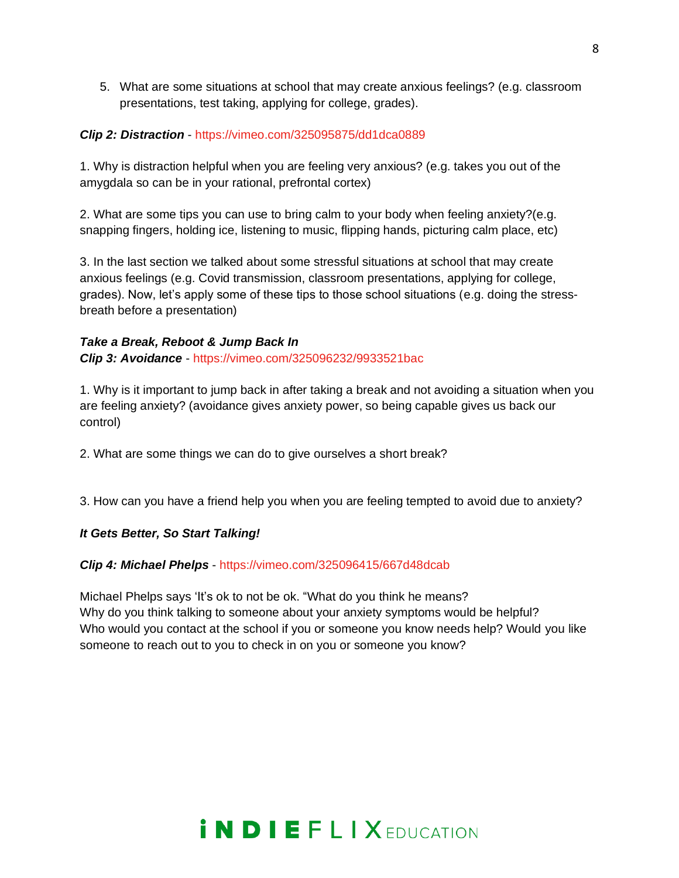5. What are some situations at school that may create anxious feelings? (e.g. classroom presentations, test taking, applying for college, grades).

***Clip 2: Distraction*** - https://vimeo.com/325095875/dd1dca0889

1. Why is distraction helpful when you are feeling very anxious? (e.g. takes you out of the amygdala so can be in your rational, prefrontal cortex)

2. What are some tips you can use to bring calm to your body when feeling anxiety?(e.g. snapping fingers, holding ice, listening to music, flipping hands, picturing calm place, etc)

3. In the last section we talked about some stressful situations at school that may create anxious feelings (e.g. Covid transmission, classroom presentations, applying for college, grades). Now, let's apply some of these tips to those school situations (e.g. doing the stress-breath before a presentation)

***Take a Break, Reboot & Jump Back In***
***Clip 3: Avoidance*** - https://vimeo.com/325096232/9933521bac

1. Why is it important to jump back in after taking a break and not avoiding a situation when you are feeling anxiety? (avoidance gives anxiety power, so being capable gives us back our control)

2. What are some things we can do to give ourselves a short break?

3. How can you have a friend help you when you are feeling tempted to avoid due to anxiety?

***It Gets Better, So Start Talking!***

***Clip 4: Michael Phelps*** - https://vimeo.com/325096415/667d48dcab

Michael Phelps says 'It's ok to not be ok. "What do you think he means?
Why do you think talking to someone about your anxiety symptoms would be helpful?
Who would you contact at the school if you or someone you know needs help? Would you like someone to reach out to you to check in on you or someone you know?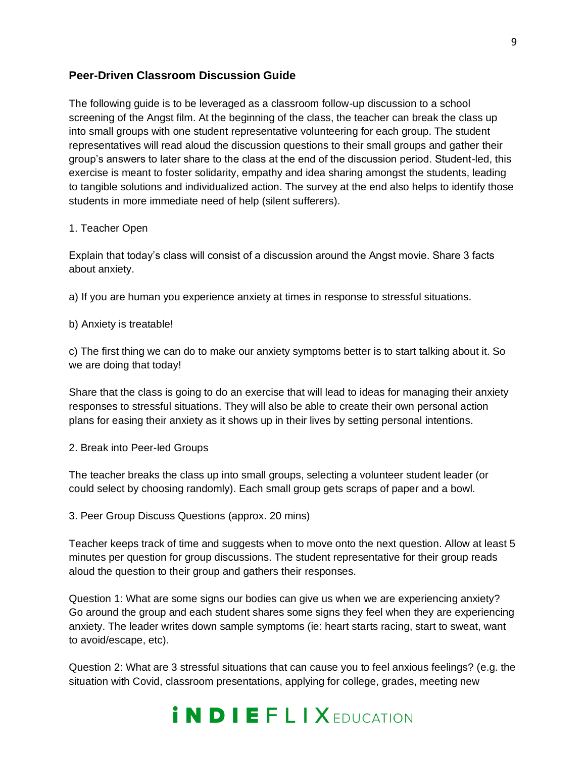## Peer-Driven Classroom Discussion Guide

The following guide is to be leveraged as a classroom follow-up discussion to a school screening of the Angst film. At the beginning of the class, the teacher can break the class up into small groups with one student representative volunteering for each group. The student representatives will read aloud the discussion questions to their small groups and gather their group's answers to later share to the class at the end of the discussion period. Student-led, this exercise is meant to foster solidarity, empathy and idea sharing amongst the students, leading to tangible solutions and individualized action. The survey at the end also helps to identify those students in more immediate need of help (silent sufferers).

1. Teacher Open

Explain that today's class will consist of a discussion around the Angst movie. Share 3 facts about anxiety.

a) If you are human you experience anxiety at times in response to stressful situations.

b) Anxiety is treatable!

c) The first thing we can do to make our anxiety symptoms better is to start talking about it. So we are doing that today!

Share that the class is going to do an exercise that will lead to ideas for managing their anxiety responses to stressful situations. They will also be able to create their own personal action plans for easing their anxiety as it shows up in their lives by setting personal intentions.

2. Break into Peer-led Groups

The teacher breaks the class up into small groups, selecting a volunteer student leader (or could select by choosing randomly). Each small group gets scraps of paper and a bowl.

3. Peer Group Discuss Questions (approx. 20 mins)

Teacher keeps track of time and suggests when to move onto the next question. Allow at least 5 minutes per question for group discussions. The student representative for their group reads aloud the question to their group and gathers their responses.

Question 1: What are some signs our bodies can give us when we are experiencing anxiety? Go around the group and each student shares some signs they feel when they are experiencing anxiety. The leader writes down sample symptoms (ie: heart starts racing, start to sweat, want to avoid/escape, etc).

Question 2: What are 3 stressful situations that can cause you to feel anxious feelings? (e.g. the situation with Covid, classroom presentations, applying for college, grades, meeting new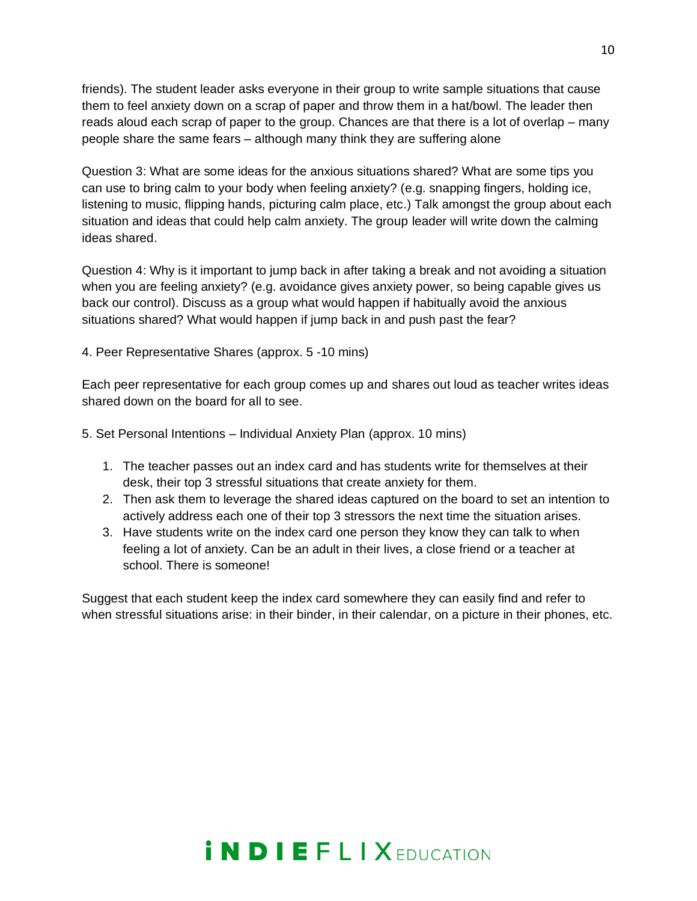friends). The student leader asks everyone in their group to write sample situations that cause them to feel anxiety down on a scrap of paper and throw them in a hat/bowl. The leader then reads aloud each scrap of paper to the group. Chances are that there is a lot of overlap – many people share the same fears – although many think they are suffering alone

Question 3: What are some ideas for the anxious situations shared? What are some tips you can use to bring calm to your body when feeling anxiety? (e.g. snapping fingers, holding ice, listening to music, flipping hands, picturing calm place, etc.) Talk amongst the group about each situation and ideas that could help calm anxiety. The group leader will write down the calming ideas shared.

Question 4: Why is it important to jump back in after taking a break and not avoiding a situation when you are feeling anxiety? (e.g. avoidance gives anxiety power, so being capable gives us back our control). Discuss as a group what would happen if habitually avoid the anxious situations shared? What would happen if jump back in and push past the fear?

4. Peer Representative Shares (approx. 5 -10 mins)

Each peer representative for each group comes up and shares out loud as teacher writes ideas shared down on the board for all to see.

5. Set Personal Intentions – Individual Anxiety Plan (approx. 10 mins)

1. The teacher passes out an index card and has students write for themselves at their desk, their top 3 stressful situations that create anxiety for them.
2. Then ask them to leverage the shared ideas captured on the board to set an intention to actively address each one of their top 3 stressors the next time the situation arises.
3. Have students write on the index card one person they know they can talk to when feeling a lot of anxiety. Can be an adult in their lives, a close friend or a teacher at school. There is someone!

Suggest that each student keep the index card somewhere they can easily find and refer to when stressful situations arise: in their binder, in their calendar, on a picture in their phones, etc.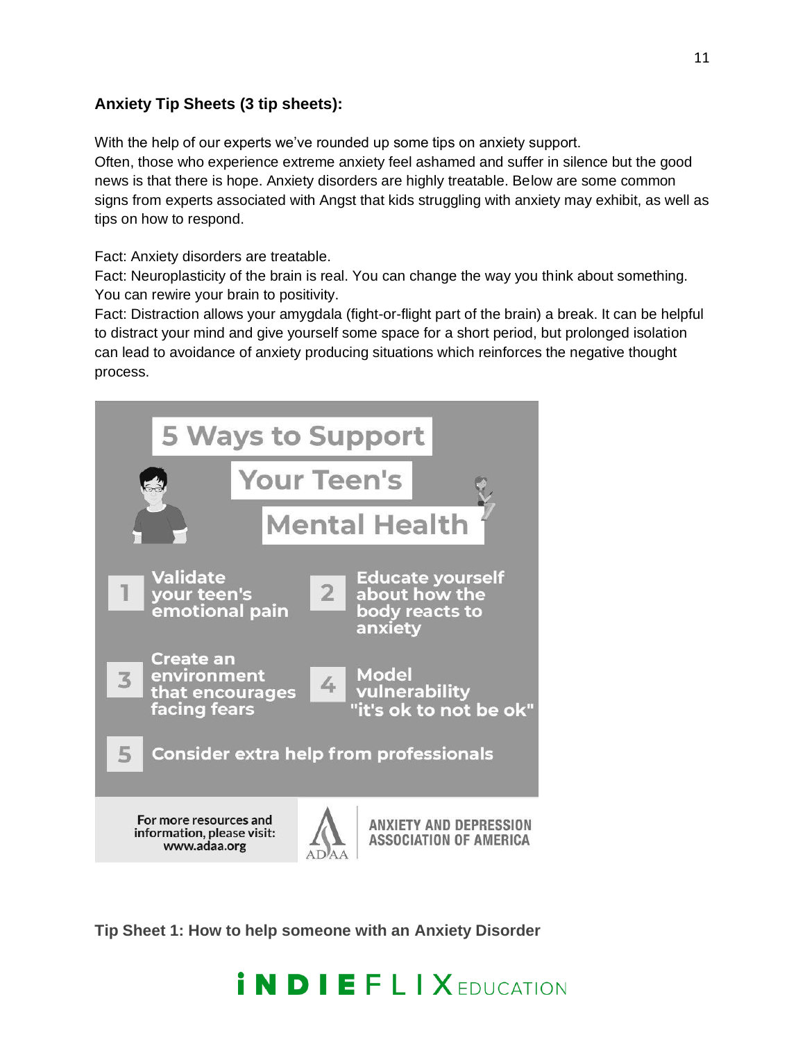**Anxiety Tip Sheets (3 tip sheets):**

With the help of our experts we've rounded up some tips on anxiety support.
Often, those who experience extreme anxiety feel ashamed and suffer in silence but the good news is that there is hope. Anxiety disorders are highly treatable. Below are some common signs from experts associated with Angst that kids struggling with anxiety may exhibit, as well as tips on how to respond.

Fact: Anxiety disorders are treatable.
Fact: Neuroplasticity of the brain is real. You can change the way you think about something. You can rewire your brain to positivity.
Fact: Distraction allows your amygdala (fight-or-flight part of the brain) a break. It can be helpful to distract your mind and give yourself some space for a short period, but prolonged isolation can lead to avoidance of anxiety producing situations which reinforces the negative thought process.

**5 Ways to Support Your Teen's Mental Health**

1. Validate your teen's emotional pain
2. Educate yourself about how the body reacts to anxiety
3. Create an environment that encourages facing fears
4. Model vulnerability "it's ok to not be ok"
5. Consider extra help from professionals

For more resources and information, please visit: www.adaa.org

ADAA — ANXIETY AND DEPRESSION ASSOCIATION OF AMERICA

**Tip Sheet 1: How to help someone with an Anxiety Disorder**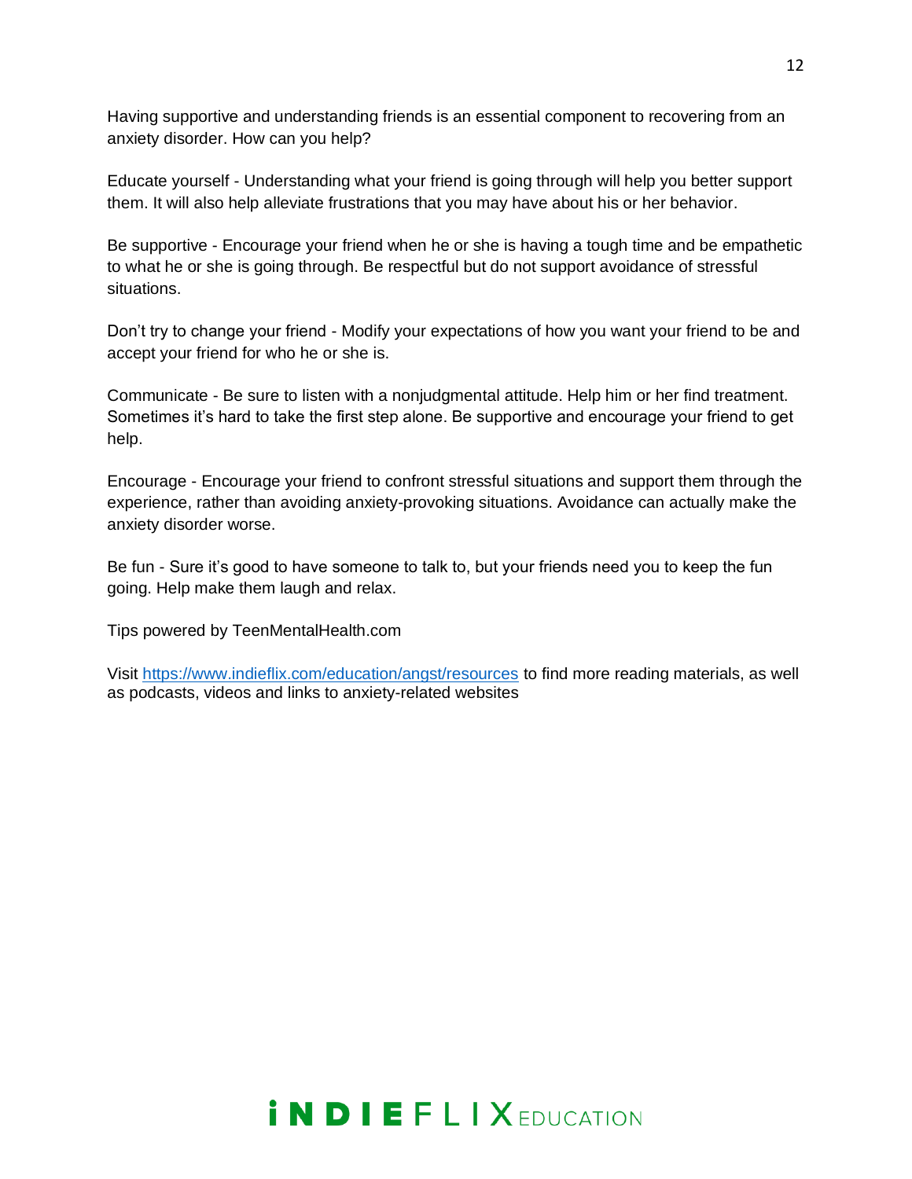Having supportive and understanding friends is an essential component to recovering from an anxiety disorder. How can you help?

Educate yourself - Understanding what your friend is going through will help you better support them. It will also help alleviate frustrations that you may have about his or her behavior.

Be supportive - Encourage your friend when he or she is having a tough time and be empathetic to what he or she is going through. Be respectful but do not support avoidance of stressful situations.

Don't try to change your friend - Modify your expectations of how you want your friend to be and accept your friend for who he or she is.

Communicate - Be sure to listen with a nonjudgmental attitude. Help him or her find treatment. Sometimes it's hard to take the first step alone. Be supportive and encourage your friend to get help.

Encourage - Encourage your friend to confront stressful situations and support them through the experience, rather than avoiding anxiety-provoking situations. Avoidance can actually make the anxiety disorder worse.

Be fun - Sure it's good to have someone to talk to, but your friends need you to keep the fun going. Help make them laugh and relax.

Tips powered by TeenMentalHealth.com

Visit [https://www.indieflix.com/education/angst/resources](https://www.indieflix.com/education/angst/resources) to find more reading materials, as well as podcasts, videos and links to anxiety-related websites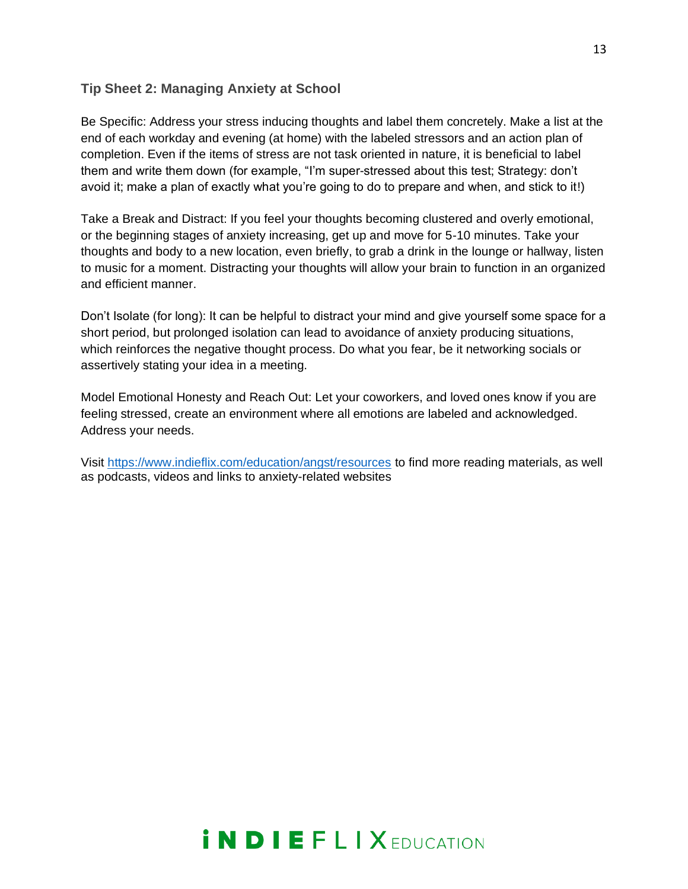### Tip Sheet 2: Managing Anxiety at School

Be Specific: Address your stress inducing thoughts and label them concretely. Make a list at the end of each workday and evening (at home) with the labeled stressors and an action plan of completion. Even if the items of stress are not task oriented in nature, it is beneficial to label them and write them down (for example, "I'm super-stressed about this test; Strategy: don't avoid it; make a plan of exactly what you're going to do to prepare and when, and stick to it!)

Take a Break and Distract: If you feel your thoughts becoming clustered and overly emotional, or the beginning stages of anxiety increasing, get up and move for 5-10 minutes. Take your thoughts and body to a new location, even briefly, to grab a drink in the lounge or hallway, listen to music for a moment. Distracting your thoughts will allow your brain to function in an organized and efficient manner.

Don't Isolate (for long): It can be helpful to distract your mind and give yourself some space for a short period, but prolonged isolation can lead to avoidance of anxiety producing situations, which reinforces the negative thought process. Do what you fear, be it networking socials or assertively stating your idea in a meeting.

Model Emotional Honesty and Reach Out: Let your coworkers, and loved ones know if you are feeling stressed, create an environment where all emotions are labeled and acknowledged. Address your needs.

Visit [https://www.indieflix.com/education/angst/resources](https://www.indieflix.com/education/angst/resources) to find more reading materials, as well as podcasts, videos and links to anxiety-related websites

INDIEFLIX EDUCATION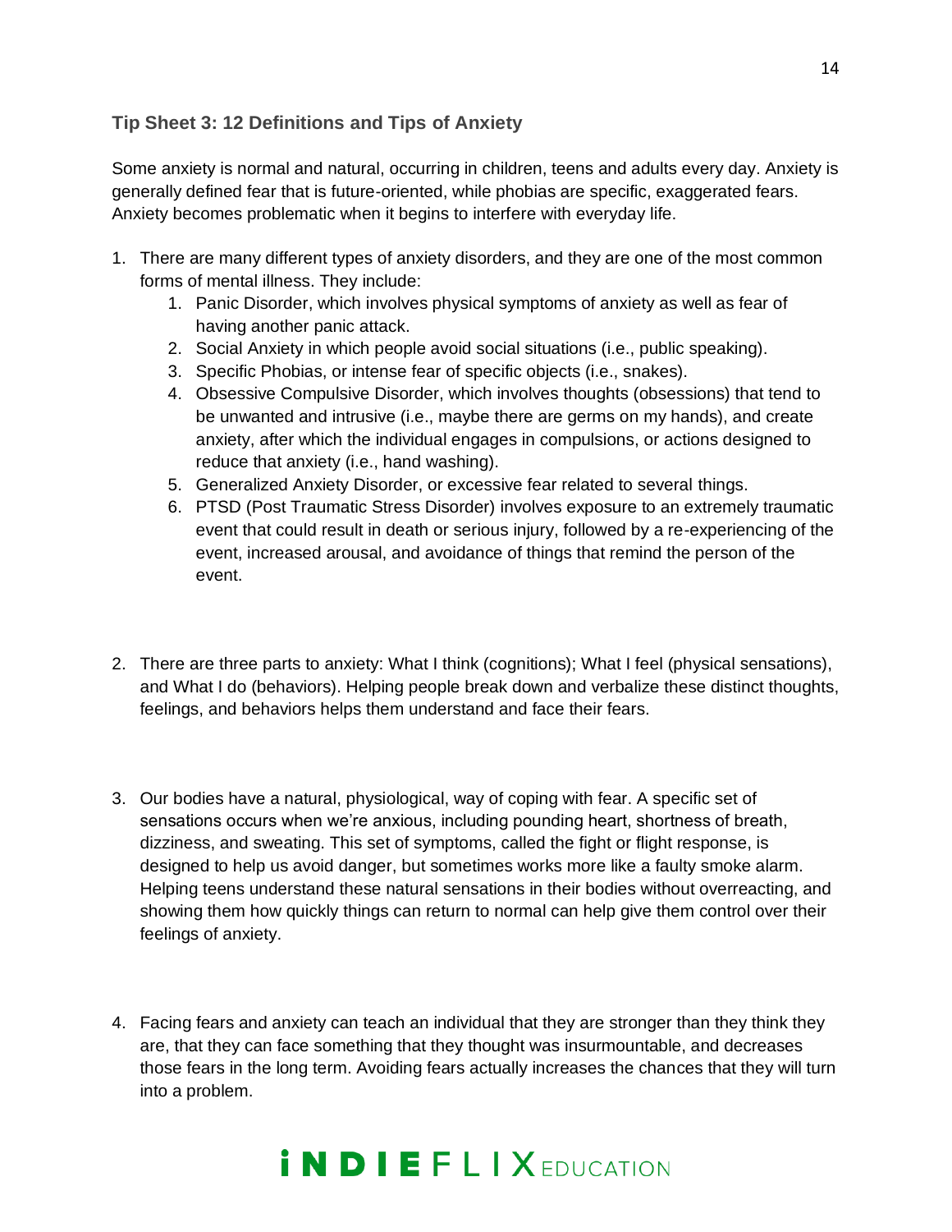### Tip Sheet 3: 12 Definitions and Tips of Anxiety

Some anxiety is normal and natural, occurring in children, teens and adults every day. Anxiety is generally defined fear that is future-oriented, while phobias are specific, exaggerated fears. Anxiety becomes problematic when it begins to interfere with everyday life.

1. There are many different types of anxiety disorders, and they are one of the most common forms of mental illness. They include:
    1. Panic Disorder, which involves physical symptoms of anxiety as well as fear of having another panic attack.
    2. Social Anxiety in which people avoid social situations (i.e., public speaking).
    3. Specific Phobias, or intense fear of specific objects (i.e., snakes).
    4. Obsessive Compulsive Disorder, which involves thoughts (obsessions) that tend to be unwanted and intrusive (i.e., maybe there are germs on my hands), and create anxiety, after which the individual engages in compulsions, or actions designed to reduce that anxiety (i.e., hand washing).
    5. Generalized Anxiety Disorder, or excessive fear related to several things.
    6. PTSD (Post Traumatic Stress Disorder) involves exposure to an extremely traumatic event that could result in death or serious injury, followed by a re-experiencing of the event, increased arousal, and avoidance of things that remind the person of the event.

2. There are three parts to anxiety: What I think (cognitions); What I feel (physical sensations), and What I do (behaviors). Helping people break down and verbalize these distinct thoughts, feelings, and behaviors helps them understand and face their fears.

3. Our bodies have a natural, physiological, way of coping with fear. A specific set of sensations occurs when we're anxious, including pounding heart, shortness of breath, dizziness, and sweating. This set of symptoms, called the fight or flight response, is designed to help us avoid danger, but sometimes works more like a faulty smoke alarm. Helping teens understand these natural sensations in their bodies without overreacting, and showing them how quickly things can return to normal can help give them control over their feelings of anxiety.

4. Facing fears and anxiety can teach an individual that they are stronger than they think they are, that they can face something that they thought was insurmountable, and decreases those fears in the long term. Avoiding fears actually increases the chances that they will turn into a problem.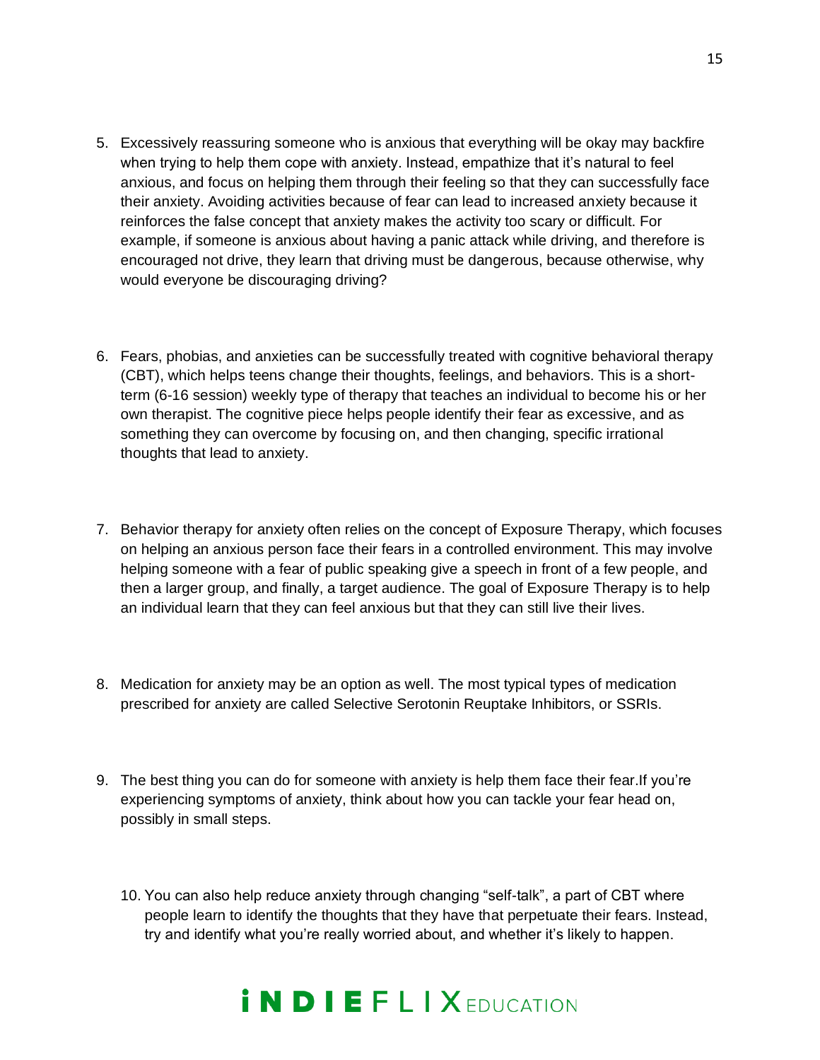5. Excessively reassuring someone who is anxious that everything will be okay may backfire when trying to help them cope with anxiety. Instead, empathize that it's natural to feel anxious, and focus on helping them through their feeling so that they can successfully face their anxiety. Avoiding activities because of fear can lead to increased anxiety because it reinforces the false concept that anxiety makes the activity too scary or difficult. For example, if someone is anxious about having a panic attack while driving, and therefore is encouraged not drive, they learn that driving must be dangerous, because otherwise, why would everyone be discouraging driving?

6. Fears, phobias, and anxieties can be successfully treated with cognitive behavioral therapy (CBT), which helps teens change their thoughts, feelings, and behaviors. This is a short-term (6-16 session) weekly type of therapy that teaches an individual to become his or her own therapist. The cognitive piece helps people identify their fear as excessive, and as something they can overcome by focusing on, and then changing, specific irrational thoughts that lead to anxiety.

7. Behavior therapy for anxiety often relies on the concept of Exposure Therapy, which focuses on helping an anxious person face their fears in a controlled environment. This may involve helping someone with a fear of public speaking give a speech in front of a few people, and then a larger group, and finally, a target audience. The goal of Exposure Therapy is to help an individual learn that they can feel anxious but that they can still live their lives.

8. Medication for anxiety may be an option as well. The most typical types of medication prescribed for anxiety are called Selective Serotonin Reuptake Inhibitors, or SSRIs.

9. The best thing you can do for someone with anxiety is help them face their fear.If you're experiencing symptoms of anxiety, think about how you can tackle your fear head on, possibly in small steps.

10. You can also help reduce anxiety through changing "self-talk", a part of CBT where people learn to identify the thoughts that they have that perpetuate their fears. Instead, try and identify what you're really worried about, and whether it's likely to happen.

INDIEFLIX EDUCATION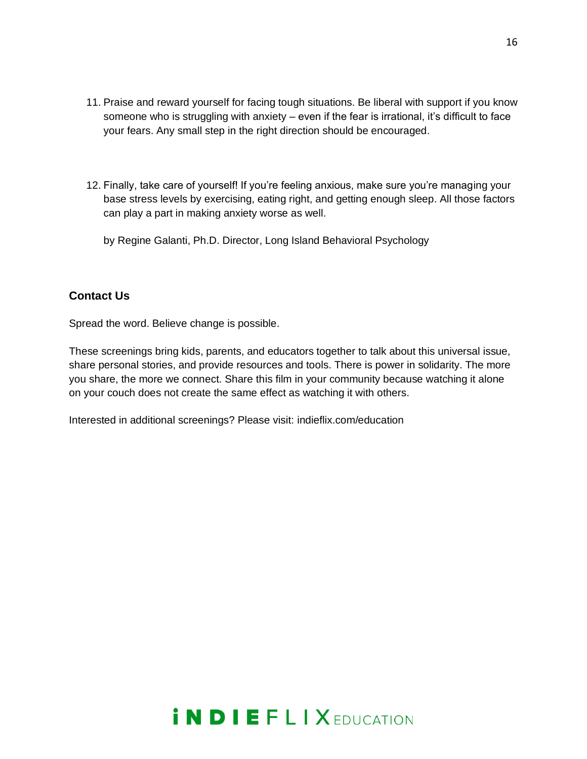11. Praise and reward yourself for facing tough situations. Be liberal with support if you know someone who is struggling with anxiety – even if the fear is irrational, it's difficult to face your fears. Any small step in the right direction should be encouraged.

12. Finally, take care of yourself! If you're feeling anxious, make sure you're managing your base stress levels by exercising, eating right, and getting enough sleep. All those factors can play a part in making anxiety worse as well.

    by Regine Galanti, Ph.D. Director, Long Island Behavioral Psychology

## Contact Us

Spread the word. Believe change is possible.

These screenings bring kids, parents, and educators together to talk about this universal issue, share personal stories, and provide resources and tools. There is power in solidarity. The more you share, the more we connect. Share this film in your community because watching it alone on your couch does not create the same effect as watching it with others.

Interested in additional screenings? Please visit: indieflix.com/education

INDIEFLIX EDUCATION